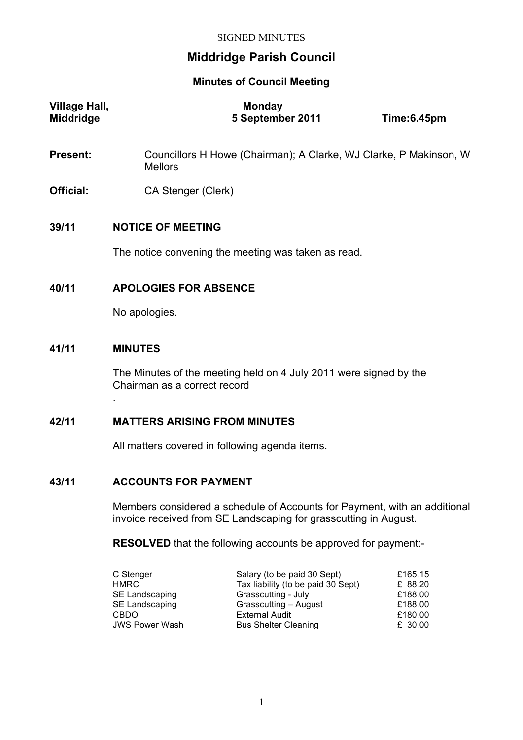SIGNED MINUTES

# Middridge Parish Council

## Minutes of Council Meeting

| **Village Hall, Middridge** | **Monday 5 September 2011** | **Time:6.45pm** |
|---|---|---|

**Present:** Councillors H Howe (Chairman); A Clarke, WJ Clarke, P Makinson, W Mellors

**Official:** CA Stenger (Clerk)

### 39/11 NOTICE OF MEETING

The notice convening the meeting was taken as read.

### 40/11 APOLOGIES FOR ABSENCE

No apologies.

### 41/11 MINUTES

The Minutes of the meeting held on 4 July 2011 were signed by the Chairman as a correct record

.

### 42/11 MATTERS ARISING FROM MINUTES

All matters covered in following agenda items.

### 43/11 ACCOUNTS FOR PAYMENT

Members considered a schedule of Accounts for Payment, with an additional invoice received from SE Landscaping for grasscutting in August.

**RESOLVED** that the following accounts be approved for payment:-

| | | |
|---|---|---|
| C Stenger | Salary (to be paid 30 Sept) | £165.15 |
| HMRC | Tax liability (to be paid 30 Sept) | £ 88.20 |
| SE Landscaping | Grasscutting - July | £188.00 |
| SE Landscaping | Grasscutting – August | £188.00 |
| CBDO | External Audit | £180.00 |
| JWS Power Wash | Bus Shelter Cleaning | £ 30.00 |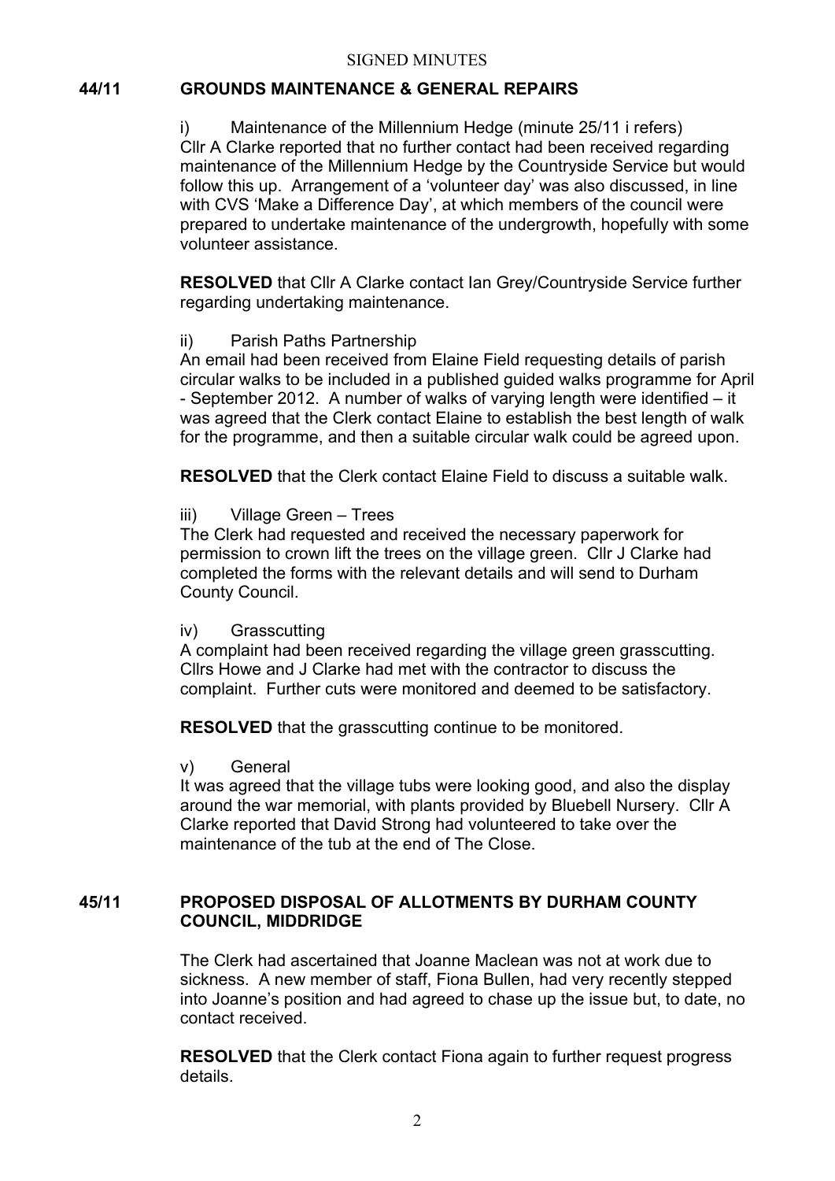SIGNED MINUTES

## 44/11 GROUNDS MAINTENANCE & GENERAL REPAIRS

i) Maintenance of the Millennium Hedge (minute 25/11 i refers)
Cllr A Clarke reported that no further contact had been received regarding maintenance of the Millennium Hedge by the Countryside Service but would follow this up. Arrangement of a 'volunteer day' was also discussed, in line with CVS 'Make a Difference Day', at which members of the council were prepared to undertake maintenance of the undergrowth, hopefully with some volunteer assistance.

**RESOLVED** that Cllr A Clarke contact Ian Grey/Countryside Service further regarding undertaking maintenance.

ii) Parish Paths Partnership
An email had been received from Elaine Field requesting details of parish circular walks to be included in a published guided walks programme for April - September 2012. A number of walks of varying length were identified – it was agreed that the Clerk contact Elaine to establish the best length of walk for the programme, and then a suitable circular walk could be agreed upon.

**RESOLVED** that the Clerk contact Elaine Field to discuss a suitable walk.

iii) Village Green – Trees
The Clerk had requested and received the necessary paperwork for permission to crown lift the trees on the village green. Cllr J Clarke had completed the forms with the relevant details and will send to Durham County Council.

iv) Grasscutting
A complaint had been received regarding the village green grasscutting. Cllrs Howe and J Clarke had met with the contractor to discuss the complaint. Further cuts were monitored and deemed to be satisfactory.

**RESOLVED** that the grasscutting continue to be monitored.

v) General
It was agreed that the village tubs were looking good, and also the display around the war memorial, with plants provided by Bluebell Nursery. Cllr A Clarke reported that David Strong had volunteered to take over the maintenance of the tub at the end of The Close.

## 45/11 PROPOSED DISPOSAL OF ALLOTMENTS BY DURHAM COUNTY COUNCIL, MIDDRIDGE

The Clerk had ascertained that Joanne Maclean was not at work due to sickness. A new member of staff, Fiona Bullen, had very recently stepped into Joanne's position and had agreed to chase up the issue but, to date, no contact received.

**RESOLVED** that the Clerk contact Fiona again to further request progress details.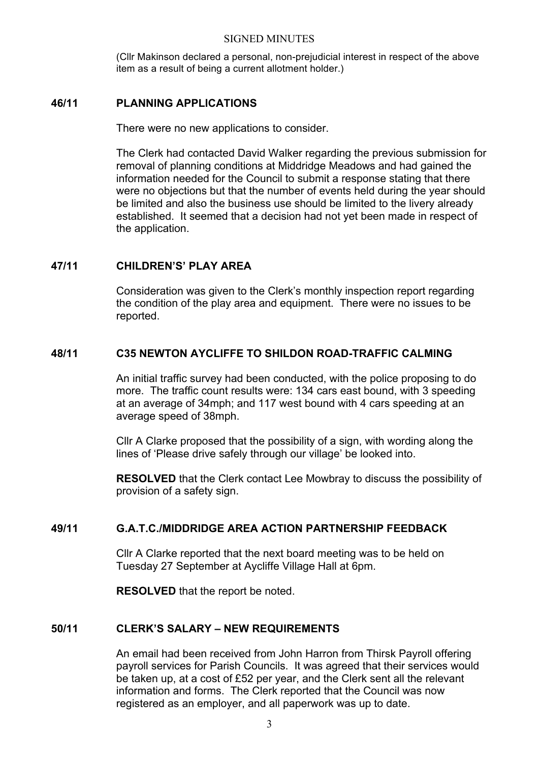(Cllr Makinson declared a personal, non-prejudicial interest in respect of the above item as a result of being a current allotment holder.)

## 46/11 PLANNING APPLICATIONS

There were no new applications to consider.

The Clerk had contacted David Walker regarding the previous submission for removal of planning conditions at Middridge Meadows and had gained the information needed for the Council to submit a response stating that there were no objections but that the number of events held during the year should be limited and also the business use should be limited to the livery already established. It seemed that a decision had not yet been made in respect of the application.

## 47/11 CHILDREN'S' PLAY AREA

Consideration was given to the Clerk's monthly inspection report regarding the condition of the play area and equipment. There were no issues to be reported.

## 48/11 C35 NEWTON AYCLIFFE TO SHILDON ROAD-TRAFFIC CALMING

An initial traffic survey had been conducted, with the police proposing to do more. The traffic count results were: 134 cars east bound, with 3 speeding at an average of 34mph; and 117 west bound with 4 cars speeding at an average speed of 38mph.

Cllr A Clarke proposed that the possibility of a sign, with wording along the lines of 'Please drive safely through our village' be looked into.

**RESOLVED** that the Clerk contact Lee Mowbray to discuss the possibility of provision of a safety sign.

## 49/11 G.A.T.C./MIDDRIDGE AREA ACTION PARTNERSHIP FEEDBACK

Cllr A Clarke reported that the next board meeting was to be held on Tuesday 27 September at Aycliffe Village Hall at 6pm.

**RESOLVED** that the report be noted.

## 50/11 CLERK'S SALARY – NEW REQUIREMENTS

An email had been received from John Harron from Thirsk Payroll offering payroll services for Parish Councils. It was agreed that their services would be taken up, at a cost of £52 per year, and the Clerk sent all the relevant information and forms. The Clerk reported that the Council was now registered as an employer, and all paperwork was up to date.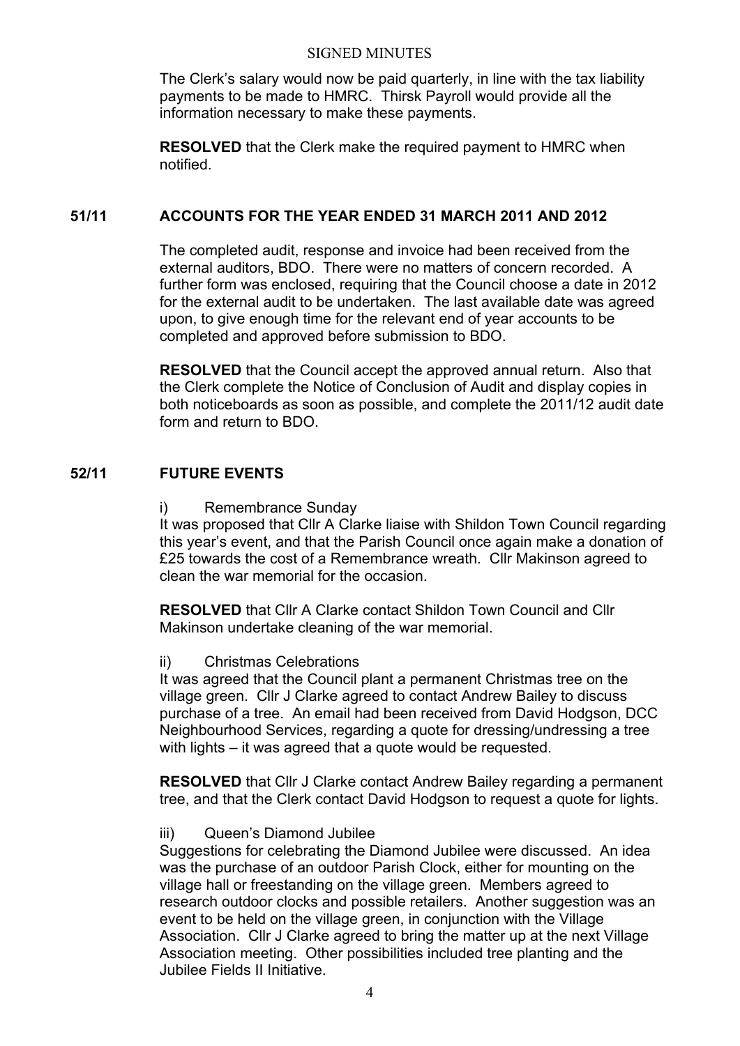The Clerk's salary would now be paid quarterly, in line with the tax liability payments to be made to HMRC. Thirsk Payroll would provide all the information necessary to make these payments.

**RESOLVED** that the Clerk make the required payment to HMRC when notified.

## 51/11 ACCOUNTS FOR THE YEAR ENDED 31 MARCH 2011 AND 2012

The completed audit, response and invoice had been received from the external auditors, BDO. There were no matters of concern recorded. A further form was enclosed, requiring that the Council choose a date in 2012 for the external audit to be undertaken. The last available date was agreed upon, to give enough time for the relevant end of year accounts to be completed and approved before submission to BDO.

**RESOLVED** that the Council accept the approved annual return. Also that the Clerk complete the Notice of Conclusion of Audit and display copies in both noticeboards as soon as possible, and complete the 2011/12 audit date form and return to BDO.

## 52/11 FUTURE EVENTS

i) Remembrance Sunday

It was proposed that Cllr A Clarke liaise with Shildon Town Council regarding this year's event, and that the Parish Council once again make a donation of £25 towards the cost of a Remembrance wreath. Cllr Makinson agreed to clean the war memorial for the occasion.

**RESOLVED** that Cllr A Clarke contact Shildon Town Council and Cllr Makinson undertake cleaning of the war memorial.

ii) Christmas Celebrations

It was agreed that the Council plant a permanent Christmas tree on the village green. Cllr J Clarke agreed to contact Andrew Bailey to discuss purchase of a tree. An email had been received from David Hodgson, DCC Neighbourhood Services, regarding a quote for dressing/undressing a tree with lights – it was agreed that a quote would be requested.

**RESOLVED** that Cllr J Clarke contact Andrew Bailey regarding a permanent tree, and that the Clerk contact David Hodgson to request a quote for lights.

iii) Queen's Diamond Jubilee

Suggestions for celebrating the Diamond Jubilee were discussed. An idea was the purchase of an outdoor Parish Clock, either for mounting on the village hall or freestanding on the village green. Members agreed to research outdoor clocks and possible retailers. Another suggestion was an event to be held on the village green, in conjunction with the Village Association. Cllr J Clarke agreed to bring the matter up at the next Village Association meeting. Other possibilities included tree planting and the Jubilee Fields II Initiative.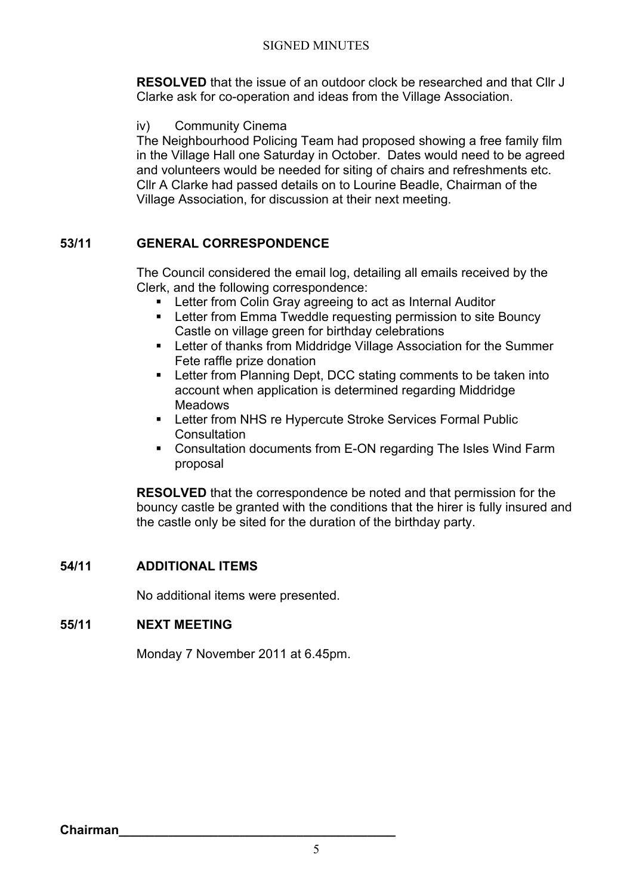**RESOLVED** that the issue of an outdoor clock be researched and that Cllr J Clarke ask for co-operation and ideas from the Village Association.

iv) Community Cinema

The Neighbourhood Policing Team had proposed showing a free family film in the Village Hall one Saturday in October. Dates would need to be agreed and volunteers would be needed for siting of chairs and refreshments etc. Cllr A Clarke had passed details on to Lourine Beadle, Chairman of the Village Association, for discussion at their next meeting.

## 53/11 GENERAL CORRESPONDENCE

The Council considered the email log, detailing all emails received by the Clerk, and the following correspondence:

- Letter from Colin Gray agreeing to act as Internal Auditor
- Letter from Emma Tweddle requesting permission to site Bouncy Castle on village green for birthday celebrations
- Letter of thanks from Middridge Village Association for the Summer Fete raffle prize donation
- Letter from Planning Dept, DCC stating comments to be taken into account when application is determined regarding Middridge Meadows
- Letter from NHS re Hypercute Stroke Services Formal Public Consultation
- Consultation documents from E-ON regarding The Isles Wind Farm proposal

**RESOLVED** that the correspondence be noted and that permission for the bouncy castle be granted with the conditions that the hirer is fully insured and the castle only be sited for the duration of the birthday party.

## 54/11 ADDITIONAL ITEMS

No additional items were presented.

## 55/11 NEXT MEETING

Monday 7 November 2011 at 6.45pm.

**Chairman**\_\_\_\_\_\_\_\_\_\_\_\_\_\_\_\_\_\_\_\_\_\_\_\_\_\_\_\_\_\_\_\_\_\_\_\_\_\_\_\_